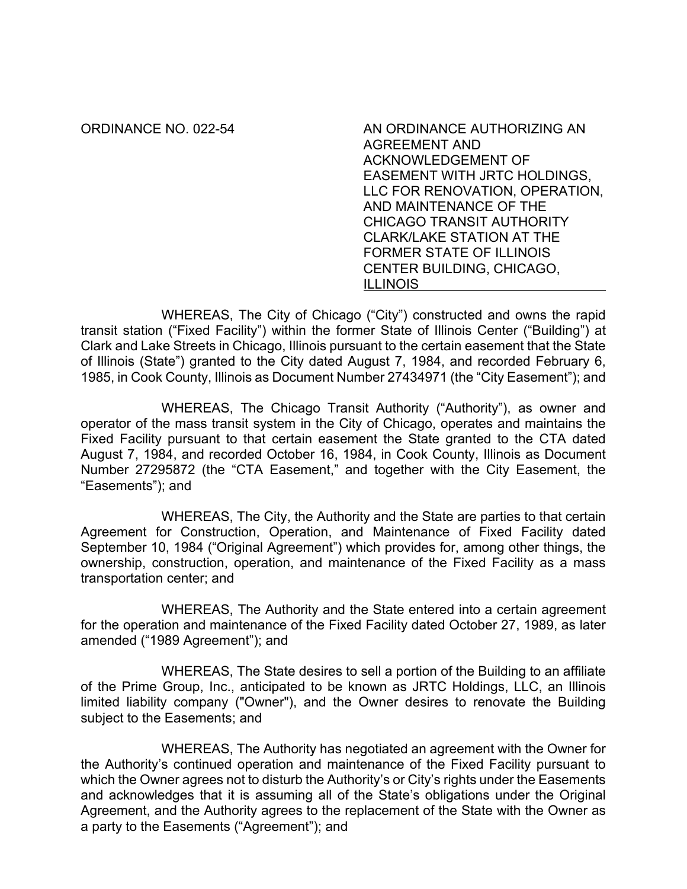ORDINANCE NO. 022-54

AN ORDINANCE AUTHORIZING AN AGREEMENT AND ACKNOWLEDGEMENT OF EASEMENT WITH JRTC HOLDINGS, LLC FOR RENOVATION, OPERATION, AND MAINTENANCE OF THE CHICAGO TRANSIT AUTHORITY CLARK/LAKE STATION AT THE FORMER STATE OF ILLINOIS CENTER BUILDING, CHICAGO, ILLINOIS

WHEREAS, The City of Chicago ("City") constructed and owns the rapid transit station ("Fixed Facility") within the former State of Illinois Center ("Building") at Clark and Lake Streets in Chicago, Illinois pursuant to the certain easement that the State of Illinois (State") granted to the City dated August 7, 1984, and recorded February 6, 1985, in Cook County, Illinois as Document Number 27434971 (the "City Easement"); and

WHEREAS, The Chicago Transit Authority ("Authority"), as owner and operator of the mass transit system in the City of Chicago, operates and maintains the Fixed Facility pursuant to that certain easement the State granted to the CTA dated August 7, 1984, and recorded October 16, 1984, in Cook County, Illinois as Document Number 27295872 (the "CTA Easement," and together with the City Easement, the "Easements"); and

WHEREAS, The City, the Authority and the State are parties to that certain Agreement for Construction, Operation, and Maintenance of Fixed Facility dated September 10, 1984 ("Original Agreement") which provides for, among other things, the ownership, construction, operation, and maintenance of the Fixed Facility as a mass transportation center; and

WHEREAS, The Authority and the State entered into a certain agreement for the operation and maintenance of the Fixed Facility dated October 27, 1989, as later amended ("1989 Agreement"); and

WHEREAS, The State desires to sell a portion of the Building to an affiliate of the Prime Group, Inc., anticipated to be known as JRTC Holdings, LLC, an Illinois limited liability company ("Owner"), and the Owner desires to renovate the Building subject to the Easements; and

WHEREAS, The Authority has negotiated an agreement with the Owner for the Authority's continued operation and maintenance of the Fixed Facility pursuant to which the Owner agrees not to disturb the Authority's or City's rights under the Easements and acknowledges that it is assuming all of the State's obligations under the Original Agreement, and the Authority agrees to the replacement of the State with the Owner as a party to the Easements ("Agreement"); and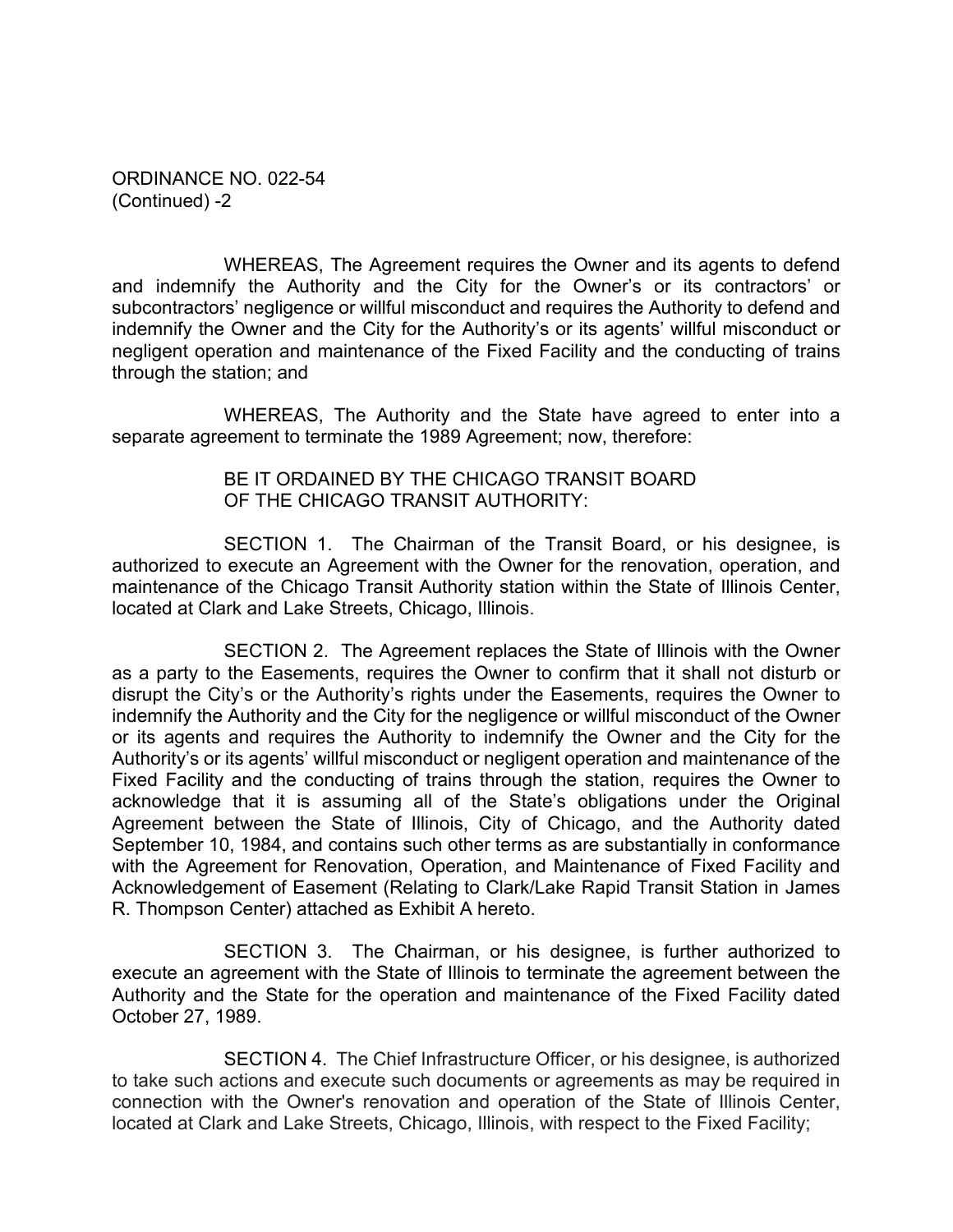ORDINANCE NO. 022-54
(Continued) -2

WHEREAS, The Agreement requires the Owner and its agents to defend and indemnify the Authority and the City for the Owner's or its contractors' or subcontractors' negligence or willful misconduct and requires the Authority to defend and indemnify the Owner and the City for the Authority's or its agents' willful misconduct or negligent operation and maintenance of the Fixed Facility and the conducting of trains through the station; and

WHEREAS, The Authority and the State have agreed to enter into a separate agreement to terminate the 1989 Agreement; now, therefore:

BE IT ORDAINED BY THE CHICAGO TRANSIT BOARD
OF THE CHICAGO TRANSIT AUTHORITY:

SECTION 1. The Chairman of the Transit Board, or his designee, is authorized to execute an Agreement with the Owner for the renovation, operation, and maintenance of the Chicago Transit Authority station within the State of Illinois Center, located at Clark and Lake Streets, Chicago, Illinois.

SECTION 2. The Agreement replaces the State of Illinois with the Owner as a party to the Easements, requires the Owner to confirm that it shall not disturb or disrupt the City's or the Authority's rights under the Easements, requires the Owner to indemnify the Authority and the City for the negligence or willful misconduct of the Owner or its agents and requires the Authority to indemnify the Owner and the City for the Authority's or its agents' willful misconduct or negligent operation and maintenance of the Fixed Facility and the conducting of trains through the station, requires the Owner to acknowledge that it is assuming all of the State's obligations under the Original Agreement between the State of Illinois, City of Chicago, and the Authority dated September 10, 1984, and contains such other terms as are substantially in conformance with the Agreement for Renovation, Operation, and Maintenance of Fixed Facility and Acknowledgement of Easement (Relating to Clark/Lake Rapid Transit Station in James R. Thompson Center) attached as Exhibit A hereto.

SECTION 3. The Chairman, or his designee, is further authorized to execute an agreement with the State of Illinois to terminate the agreement between the Authority and the State for the operation and maintenance of the Fixed Facility dated October 27, 1989.

SECTION 4. The Chief Infrastructure Officer, or his designee, is authorized to take such actions and execute such documents or agreements as may be required in connection with the Owner's renovation and operation of the State of Illinois Center, located at Clark and Lake Streets, Chicago, Illinois, with respect to the Fixed Facility;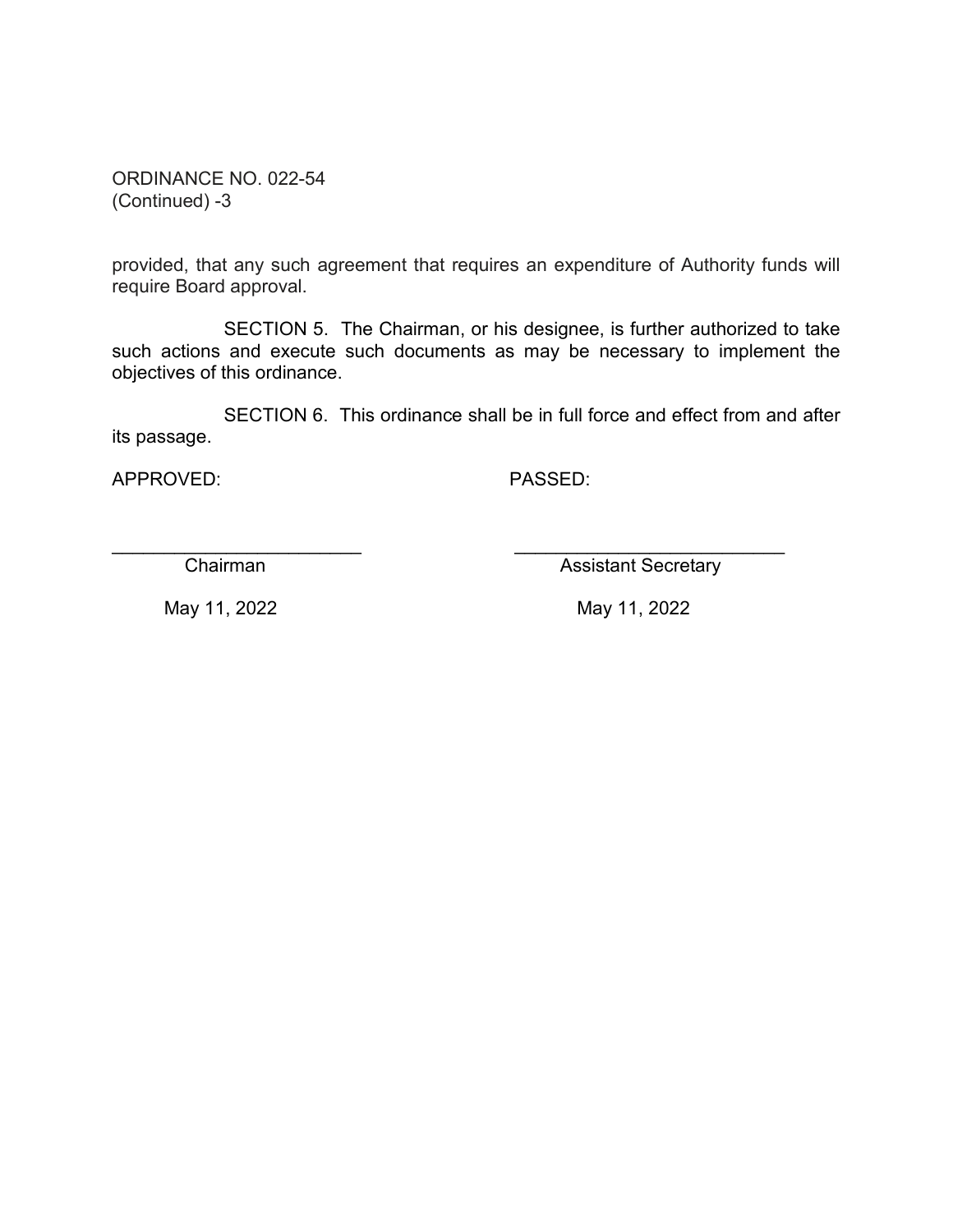ORDINANCE NO. 022-54
(Continued) -3

provided, that any such agreement that requires an expenditure of Authority funds will require Board approval.

SECTION 5. The Chairman, or his designee, is further authorized to take such actions and execute such documents as may be necessary to implement the objectives of this ordinance.

SECTION 6. This ordinance shall be in full force and effect from and after its passage.

APPROVED: PASSED:

\_\_\_\_\_\_\_\_\_\_\_\_\_\_\_\_\_\_\_\_\_\_\_\_\_
Chairman

May 11, 2022

\_\_\_\_\_\_\_\_\_\_\_\_\_\_\_\_\_\_\_\_\_\_\_\_\_\_\_
Assistant Secretary

May 11, 2022